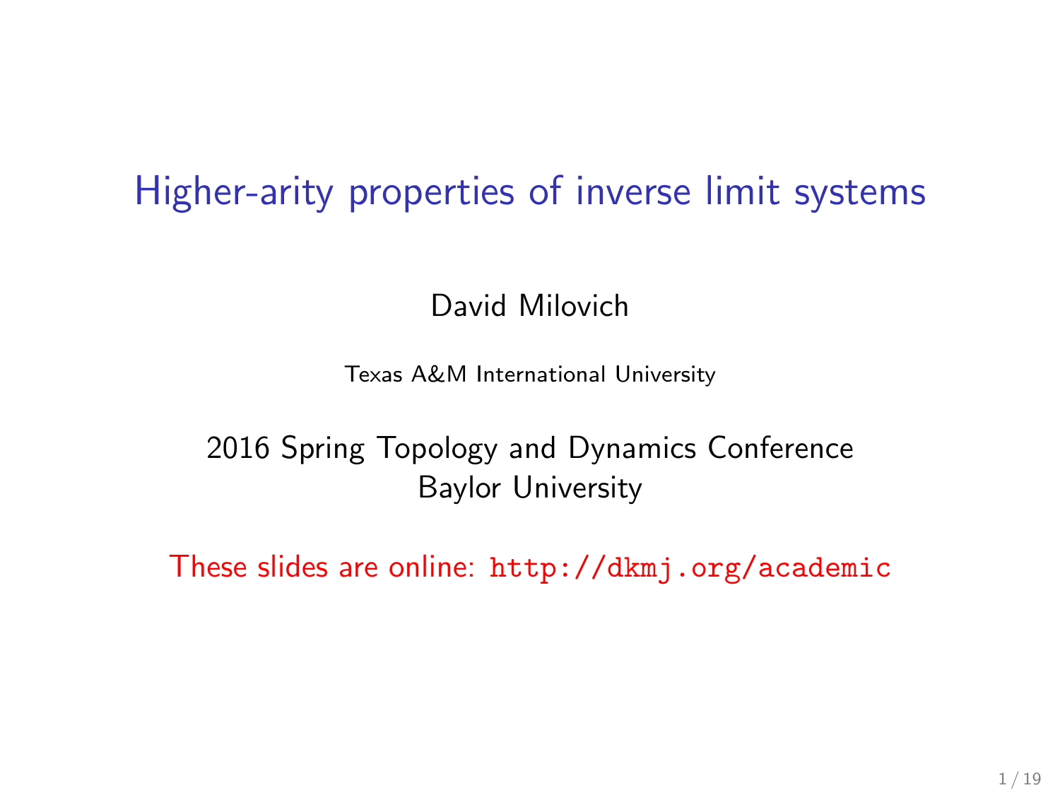# Higher-arity properties of inverse limit systems

David Milovich

Texas A&M International University

2016 Spring Topology and Dynamics Conference
Baylor University

These slides are online: `http://dkmj.org/academic`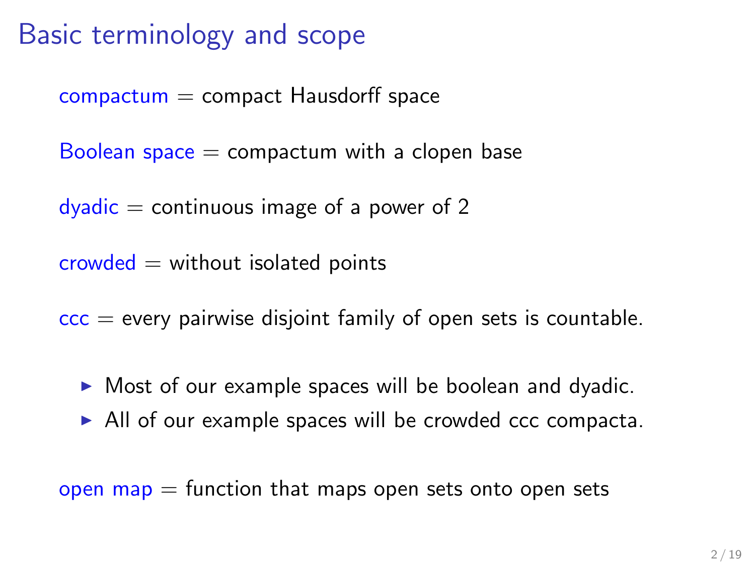# Basic terminology and scope

compactum = compact Hausdorff space

Boolean space = compactum with a clopen base

dyadic = continuous image of a power of 2

crowded = without isolated points

ccc = every pairwise disjoint family of open sets is countable.

- Most of our example spaces will be boolean and dyadic.
- All of our example spaces will be crowded ccc compacta.

open map = function that maps open sets onto open sets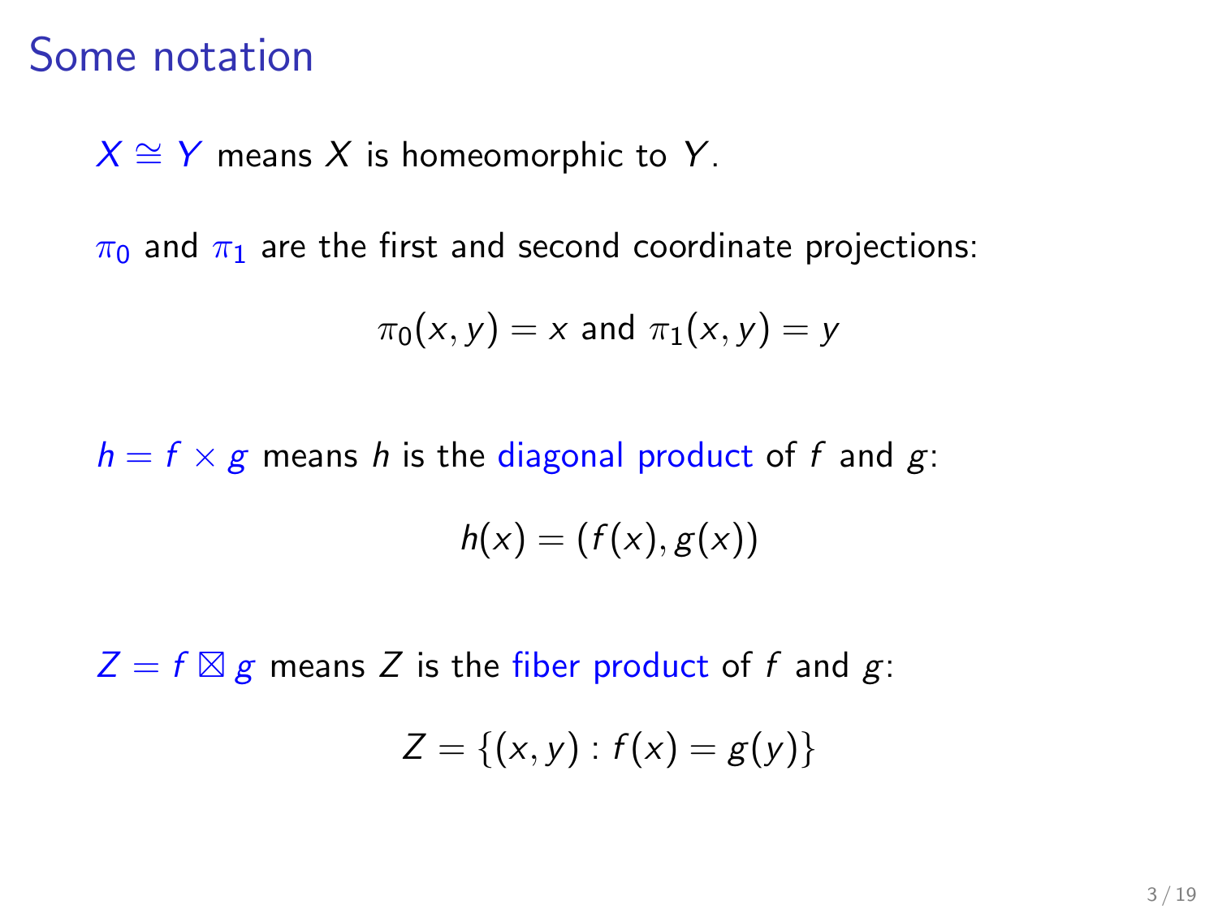# Some notation

$X \cong Y$ means $X$ is homeomorphic to $Y$.

$\pi_0$ and $\pi_1$ are the first and second coordinate projections:

$$\pi_0(x, y) = x \text{ and } \pi_1(x, y) = y$$

$h = f \times g$ means $h$ is the diagonal product of $f$ and $g$:

$$h(x) = (f(x), g(x))$$

$Z = f \boxtimes g$ means $Z$ is the fiber product of $f$ and $g$:

$$Z = \{(x, y) : f(x) = g(y)\}$$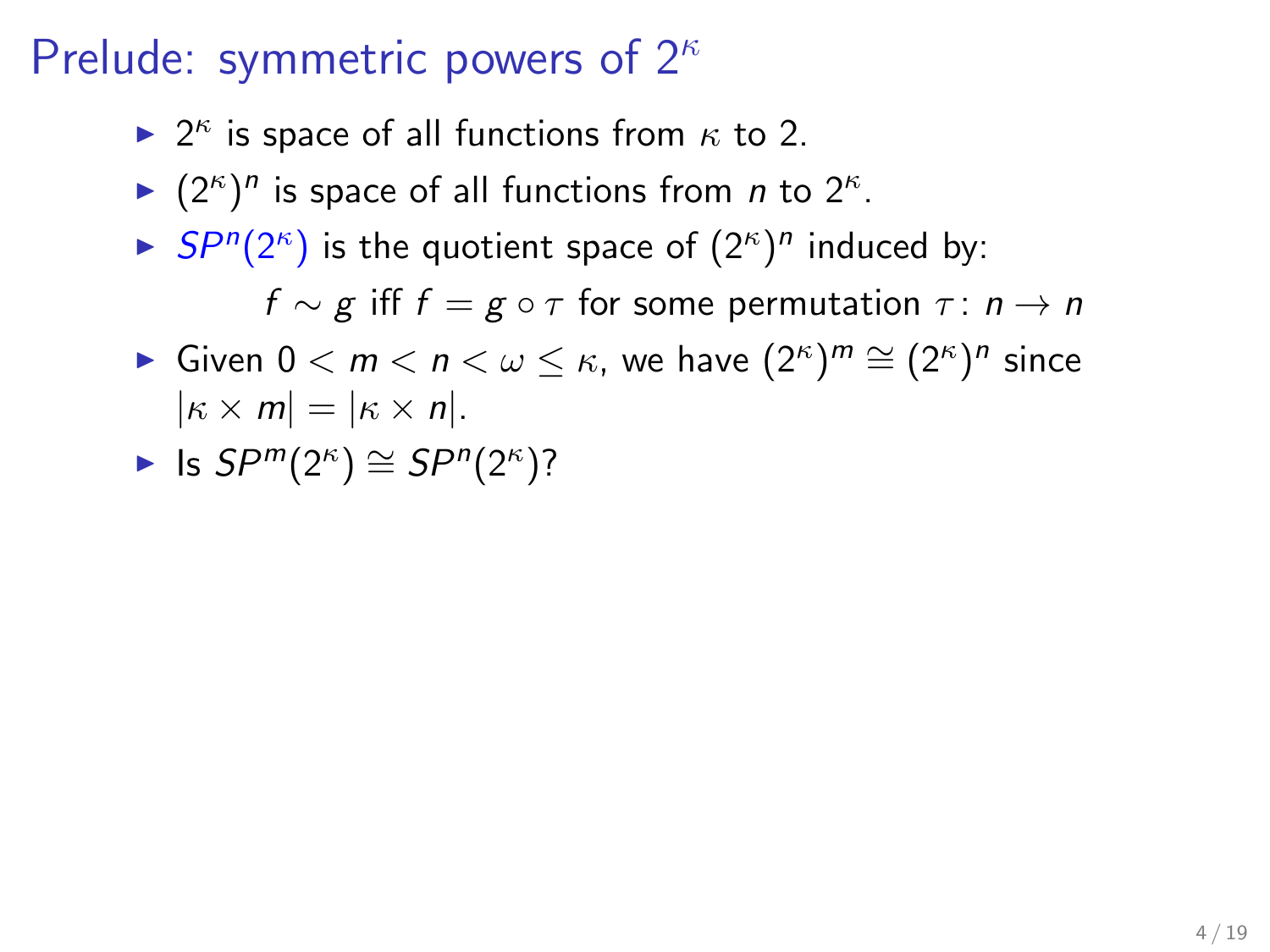# Prelude: symmetric powers of $2^\kappa$

- $2^\kappa$ is space of all functions from $\kappa$ to 2.
- $(2^\kappa)^n$ is space of all functions from $n$ to $2^\kappa$.
- $SP^n(2^\kappa)$ is the quotient space of $(2^\kappa)^n$ induced by:

  $$f \sim g \text{ iff } f = g \circ \tau \text{ for some permutation } \tau \colon n \to n$$

- Given $0 < m < n < \omega \leq \kappa$, we have $(2^\kappa)^m \cong (2^\kappa)^n$ since $|\kappa \times m| = |\kappa \times n|$.
- Is $SP^m(2^\kappa) \cong SP^n(2^\kappa)$?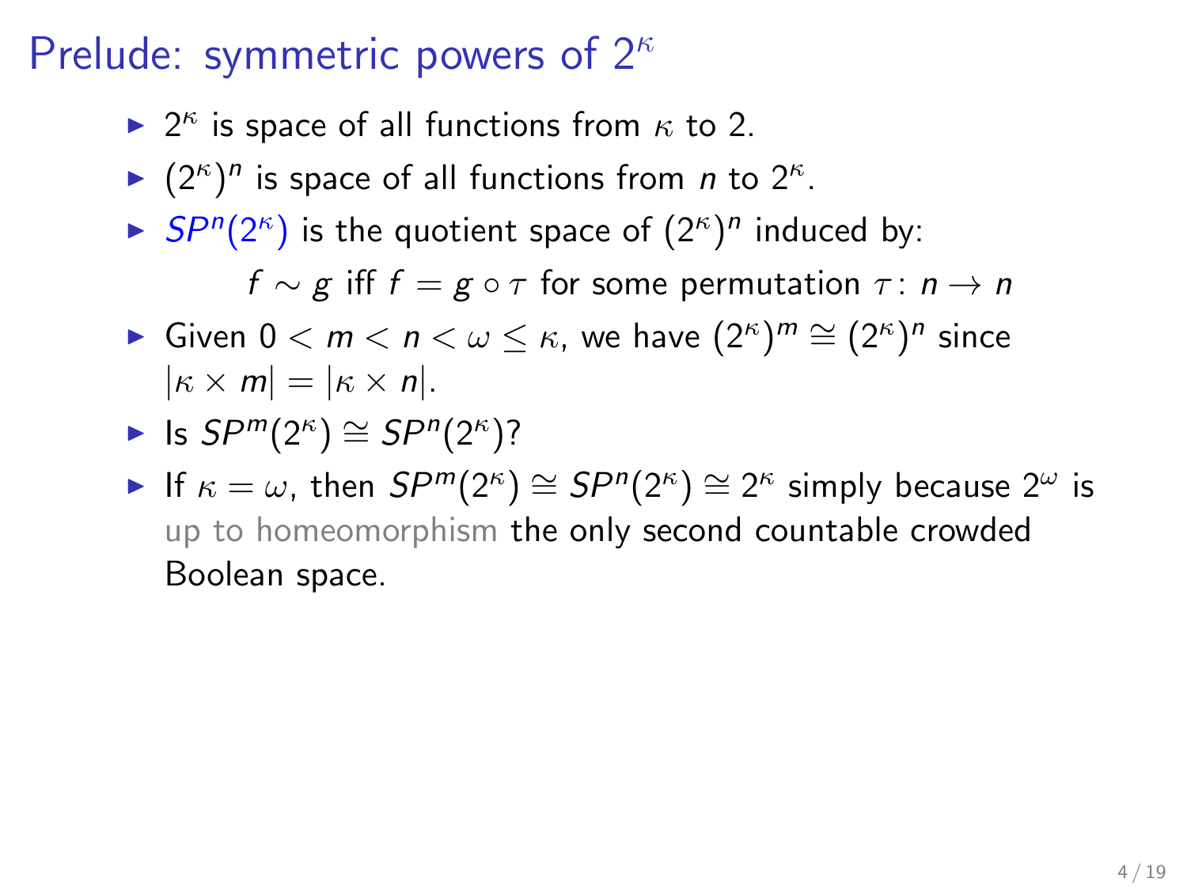# Prelude: symmetric powers of $2^\kappa$

- $2^\kappa$ is space of all functions from $\kappa$ to 2.
- $(2^\kappa)^n$ is space of all functions from $n$ to $2^\kappa$.
- $SP^n(2^\kappa)$ is the quotient space of $(2^\kappa)^n$ induced by:

  $$f \sim g \text{ iff } f = g \circ \tau \text{ for some permutation } \tau \colon n \to n$$
- Given $0 < m < n < \omega \leq \kappa$, we have $(2^\kappa)^m \cong (2^\kappa)^n$ since $|\kappa \times m| = |\kappa \times n|$.
- Is $SP^m(2^\kappa) \cong SP^n(2^\kappa)$?
- If $\kappa = \omega$, then $SP^m(2^\kappa) \cong SP^n(2^\kappa) \cong 2^\kappa$ simply because $2^\omega$ is up to homeomorphism the only second countable crowded Boolean space.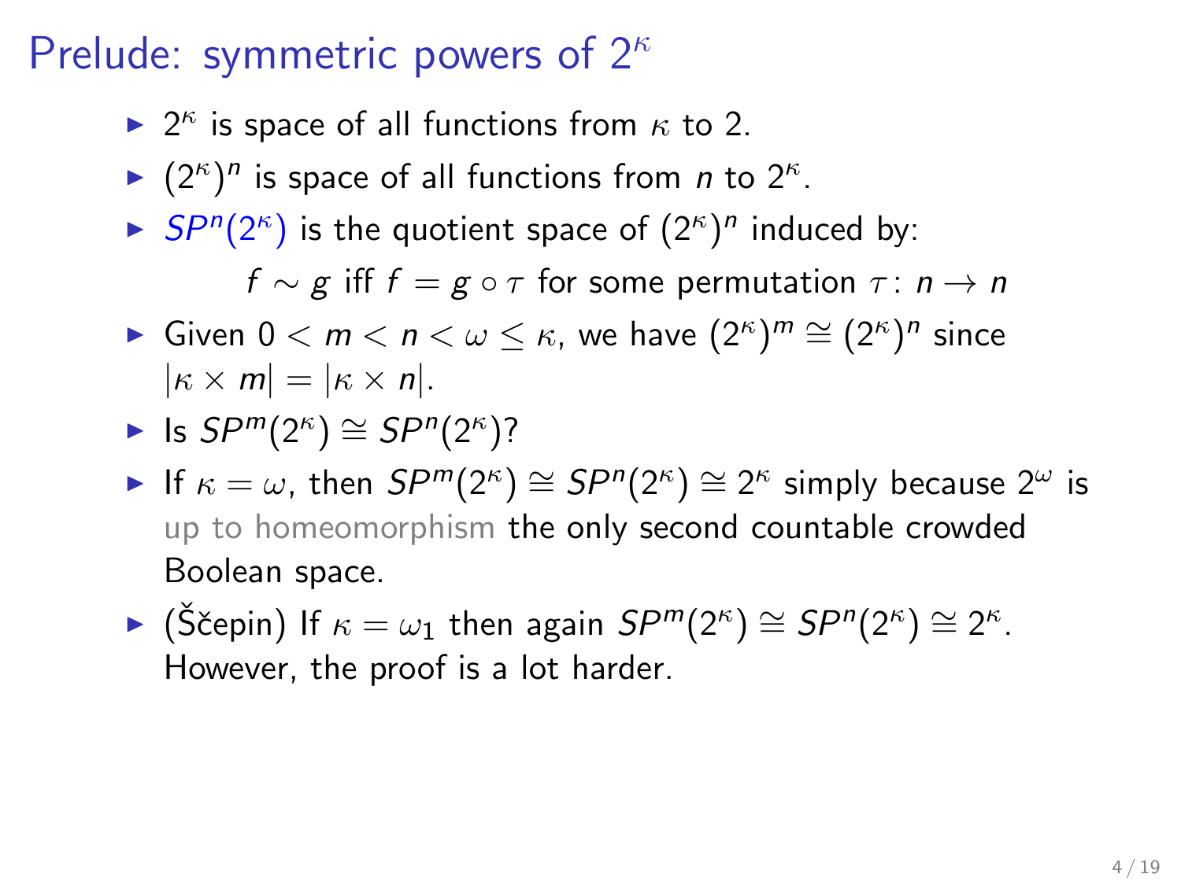# Prelude: symmetric powers of $2^\kappa$

- $2^\kappa$ is space of all functions from $\kappa$ to 2.
- $(2^\kappa)^n$ is space of all functions from $n$ to $2^\kappa$.
- $SP^n(2^\kappa)$ is the quotient space of $(2^\kappa)^n$ induced by:

  $$f \sim g \text{ iff } f = g \circ \tau \text{ for some permutation } \tau \colon n \to n$$

- Given $0 < m < n < \omega \leq \kappa$, we have $(2^\kappa)^m \cong (2^\kappa)^n$ since $|\kappa \times m| = |\kappa \times n|$.
- Is $SP^m(2^\kappa) \cong SP^n(2^\kappa)$?
- If $\kappa = \omega$, then $SP^m(2^\kappa) \cong SP^n(2^\kappa) \cong 2^\kappa$ simply because $2^\omega$ is up to homeomorphism the only second countable crowded Boolean space.
- (Ščepin) If $\kappa = \omega_1$ then again $SP^m(2^\kappa) \cong SP^n(2^\kappa) \cong 2^\kappa$. However, the proof is a lot harder.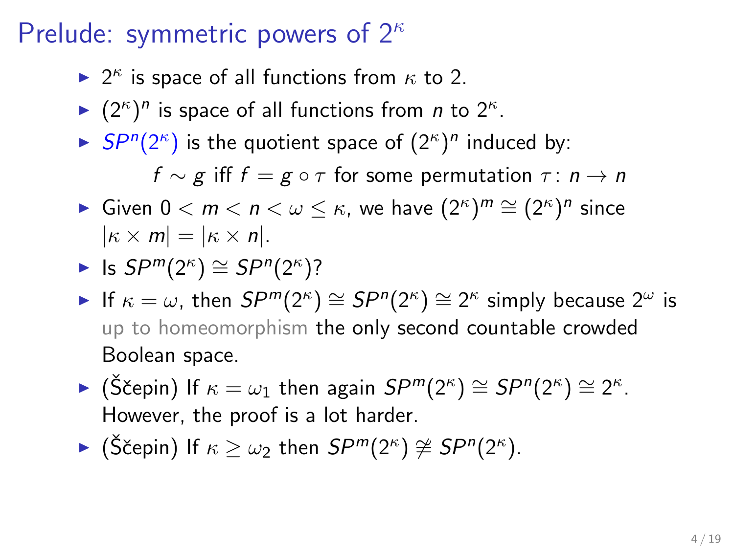# Prelude: symmetric powers of $2^\kappa$

- $2^\kappa$ is space of all functions from $\kappa$ to 2.
- $(2^\kappa)^n$ is space of all functions from $n$ to $2^\kappa$.
- $SP^n(2^\kappa)$ is the quotient space of $(2^\kappa)^n$ induced by:

  $$f \sim g \text{ iff } f = g \circ \tau \text{ for some permutation } \tau\colon n \to n$$

- Given $0 < m < n < \omega \leq \kappa$, we have $(2^\kappa)^m \cong (2^\kappa)^n$ since $|\kappa \times m| = |\kappa \times n|$.
- Is $SP^m(2^\kappa) \cong SP^n(2^\kappa)$?
- If $\kappa = \omega$, then $SP^m(2^\kappa) \cong SP^n(2^\kappa) \cong 2^\kappa$ simply because $2^\omega$ is up to homeomorphism the only second countable crowded Boolean space.
- (Ščepin) If $\kappa = \omega_1$ then again $SP^m(2^\kappa) \cong SP^n(2^\kappa) \cong 2^\kappa$. However, the proof is a lot harder.
- (Ščepin) If $\kappa \geq \omega_2$ then $SP^m(2^\kappa) \not\cong SP^n(2^\kappa)$.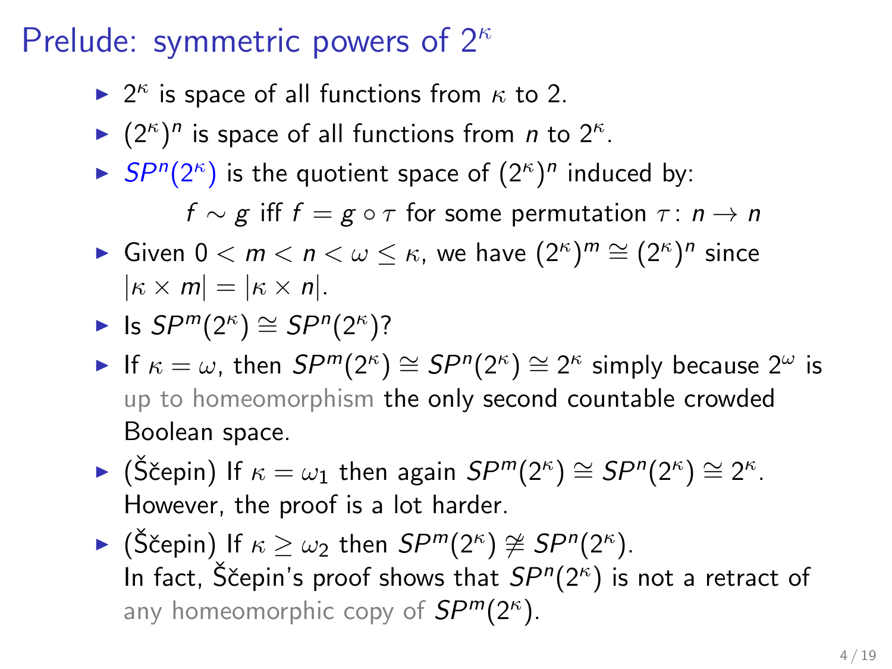# Prelude: symmetric powers of $2^\kappa$

- $2^\kappa$ is space of all functions from $\kappa$ to 2.
- $(2^\kappa)^n$ is space of all functions from $n$ to $2^\kappa$.
- $SP^n(2^\kappa)$ is the quotient space of $(2^\kappa)^n$ induced by:

  $$f \sim g \text{ iff } f = g \circ \tau \text{ for some permutation } \tau\colon n \to n$$

- Given $0 < m < n < \omega \leq \kappa$, we have $(2^\kappa)^m \cong (2^\kappa)^n$ since $|\kappa \times m| = |\kappa \times n|$.
- Is $SP^m(2^\kappa) \cong SP^n(2^\kappa)$?
- If $\kappa = \omega$, then $SP^m(2^\kappa) \cong SP^n(2^\kappa) \cong 2^\kappa$ simply because $2^\omega$ is up to homeomorphism the only second countable crowded Boolean space.
- (Ščepin) If $\kappa = \omega_1$ then again $SP^m(2^\kappa) \cong SP^n(2^\kappa) \cong 2^\kappa$. However, the proof is a lot harder.
- (Ščepin) If $\kappa \geq \omega_2$ then $SP^m(2^\kappa) \not\cong SP^n(2^\kappa)$. In fact, Ščepin's proof shows that $SP^n(2^\kappa)$ is not a retract of any homeomorphic copy of $SP^m(2^\kappa)$.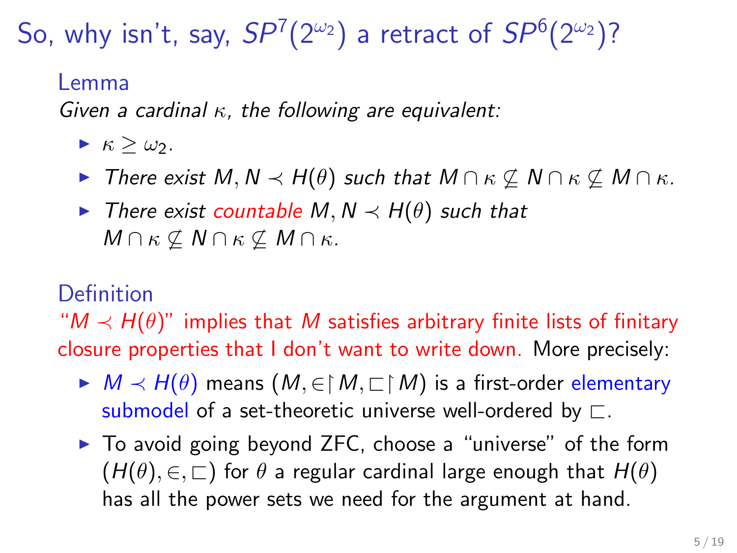# So, why isn't, say, $SP^7(2^{\omega_2})$ a retract of $SP^6(2^{\omega_2})$?

### Lemma

*Given a cardinal $\kappa$, the following are equivalent:*

- $\kappa \geq \omega_2$.
- *There exist $M, N \prec H(\theta)$ such that $M \cap \kappa \not\subseteq N \cap \kappa \not\subseteq M \cap \kappa$.*
- *There exist countable $M, N \prec H(\theta)$ such that $M \cap \kappa \not\subseteq N \cap \kappa \not\subseteq M \cap \kappa$.*

### Definition

"$M \prec H(\theta)$" implies that $M$ satisfies arbitrary finite lists of finitary closure properties that I don't want to write down. More precisely:

- $M \prec H(\theta)$ means $(M, \in\restriction M, \sqsubset\restriction M)$ is a first-order elementary submodel of a set-theoretic universe well-ordered by $\sqsubset$.
- To avoid going beyond ZFC, choose a "universe" of the form $(H(\theta), \in, \sqsubset)$ for $\theta$ a regular cardinal large enough that $H(\theta)$ has all the power sets we need for the argument at hand.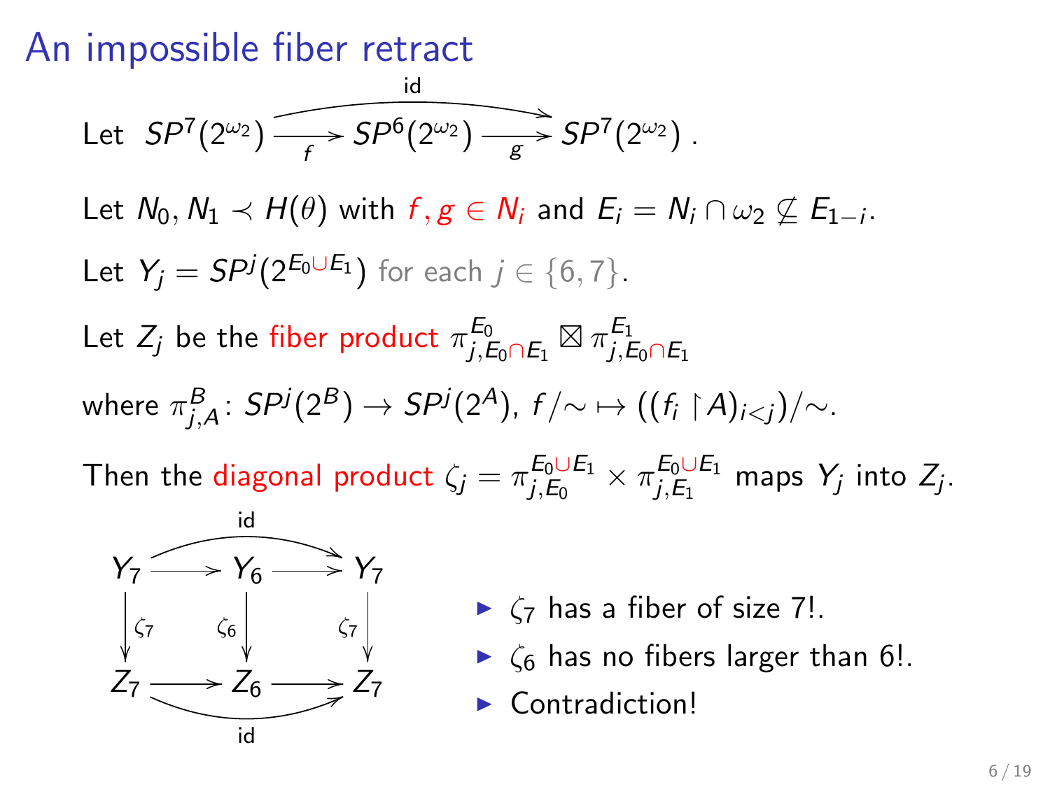# An impossible fiber retract

Let $SP^7(2^{\omega_2}) \xrightarrow{f} SP^6(2^{\omega_2}) \xrightarrow{g} SP^7(2^{\omega_2})$, with $g \circ f = \mathrm{id}$.

Let $N_0, N_1 \prec H(\theta)$ with $f, g \in N_i$ and $E_i = N_i \cap \omega_2 \not\subseteq E_{1-i}$.

Let $Y_j = SP^j(2^{E_0 \cup E_1})$ for each $j \in \{6, 7\}$.

Let $Z_j$ be the fiber product $\pi^{E_0}_{j, E_0 \cap E_1} \boxtimes \pi^{E_1}_{j, E_0 \cap E_1}$

where $\pi^B_{j,A} \colon SP^j(2^B) \to SP^j(2^A)$, $f/\sim \,\mapsto ((f_i \restriction A)_{i<j})/\sim$.

Then the diagonal product $\zeta_j = \pi^{E_0 \cup E_1}_{j, E_0} \times \pi^{E_0 \cup E_1}_{j, E_1}$ maps $Y_j$ into $Z_j$.

$$
\begin{array}{ccccc}
Y_7 & \longrightarrow & Y_6 & \longrightarrow & Y_7 \\
\downarrow \zeta_7 & & \downarrow \zeta_6 & & \downarrow \zeta_7 \\
Z_7 & \longrightarrow & Z_6 & \longrightarrow & Z_7
\end{array}
$$

(The composites $Y_7 \to Y_7$ and $Z_7 \to Z_7$ are $\mathrm{id}$.)

- $\zeta_7$ has a fiber of size $7!$.
- $\zeta_6$ has no fibers larger than $6!$.
- Contradiction!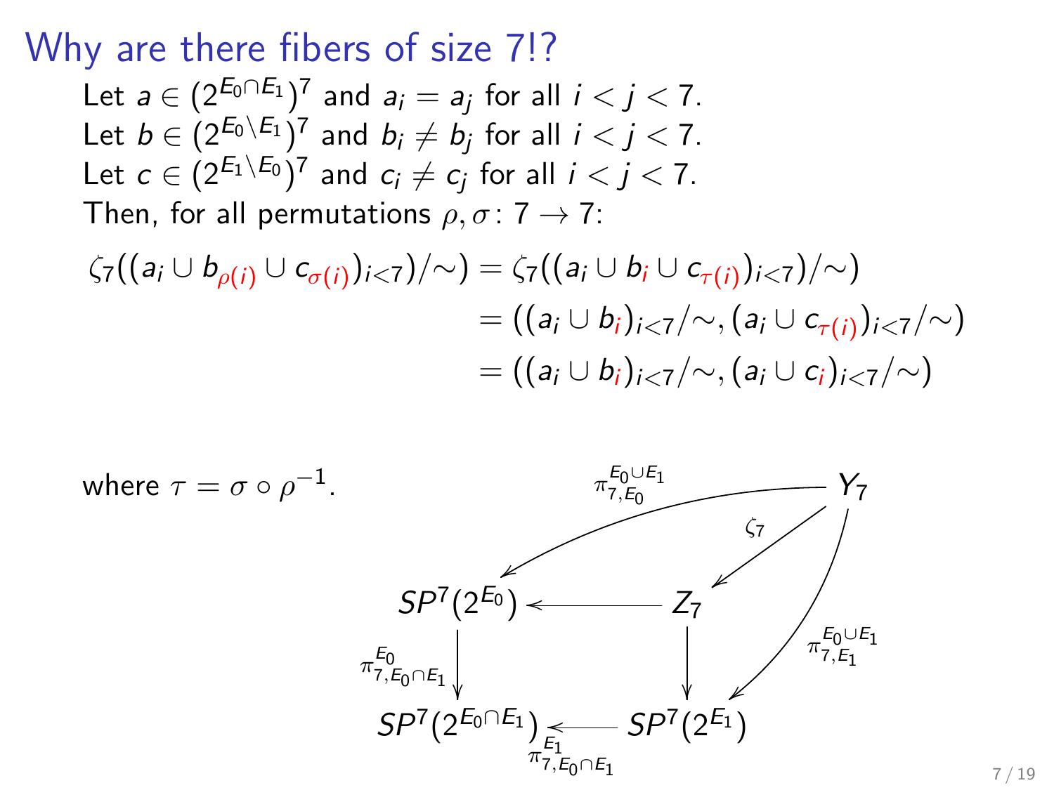# Why are there fibers of size 7!?

Let $a \in (2^{E_0 \cap E_1})^7$ and $a_i = a_j$ for all $i < j < 7$.
Let $b \in (2^{E_0 \setminus E_1})^7$ and $b_i \neq b_j$ for all $i < j < 7$.
Let $c \in (2^{E_1 \setminus E_0})^7$ and $c_i \neq c_j$ for all $i < j < 7$.
Then, for all permutations $\rho, \sigma \colon 7 \to 7$:

$$
\begin{aligned}
\zeta_7((a_i \cup b_{\rho(i)} \cup c_{\sigma(i)})_{i<7}/\sim) &= \zeta_7((a_i \cup b_i \cup c_{\tau(i)})_{i<7}/\sim) \\
&= ((a_i \cup b_i)_{i<7}/\sim, (a_i \cup c_{\tau(i)})_{i<7}/\sim) \\
&= ((a_i \cup b_i)_{i<7}/\sim, (a_i \cup c_i)_{i<7}/\sim)
\end{aligned}
$$

where $\tau = \sigma \circ \rho^{-1}$.

$$
\begin{array}{ccc}
 & & Y_7 \\
 & \swarrow^{\pi^{E_0 \cup E_1}_{7,E_0}} \quad \swarrow^{\zeta_7} & \\
SP^7(2^{E_0}) & \longleftarrow & Z_7 \\
\downarrow \pi^{E_0}_{7,E_0 \cap E_1} & & \downarrow \quad \searrow_{\pi^{E_0 \cup E_1}_{7,E_1}} \\
SP^7(2^{E_0 \cap E_1}) & \xleftarrow{\pi^{E_1}_{7,E_0 \cap E_1}} & SP^7(2^{E_1})
\end{array}
$$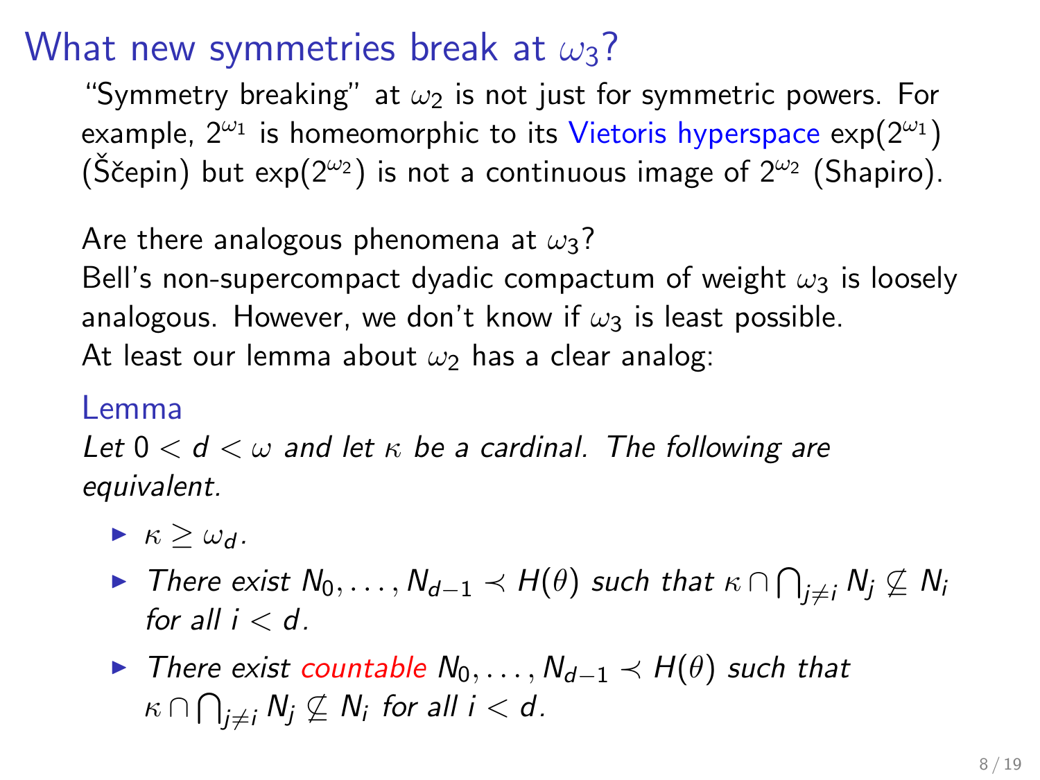# What new symmetries break at $\omega_3$?

"Symmetry breaking" at $\omega_2$ is not just for symmetric powers. For example, $2^{\omega_1}$ is homeomorphic to its Vietoris hyperspace $\exp(2^{\omega_1})$ (Ščepin) but $\exp(2^{\omega_2})$ is not a continuous image of $2^{\omega_2}$ (Shapiro).

Are there analogous phenomena at $\omega_3$?
Bell's non-supercompact dyadic compactum of weight $\omega_3$ is loosely analogous. However, we don't know if $\omega_3$ is least possible.
At least our lemma about $\omega_2$ has a clear analog:

## Lemma

*Let $0 < d < \omega$ and let $\kappa$ be a cardinal. The following are equivalent.*

- $\kappa \geq \omega_d$.
- *There exist $N_0, \ldots, N_{d-1} \prec H(\theta)$ such that $\kappa \cap \bigcap_{j \neq i} N_j \not\subseteq N_i$ for all $i < d$.*
- *There exist countable $N_0, \ldots, N_{d-1} \prec H(\theta)$ such that $\kappa \cap \bigcap_{j \neq i} N_j \not\subseteq N_i$ for all $i < d$.*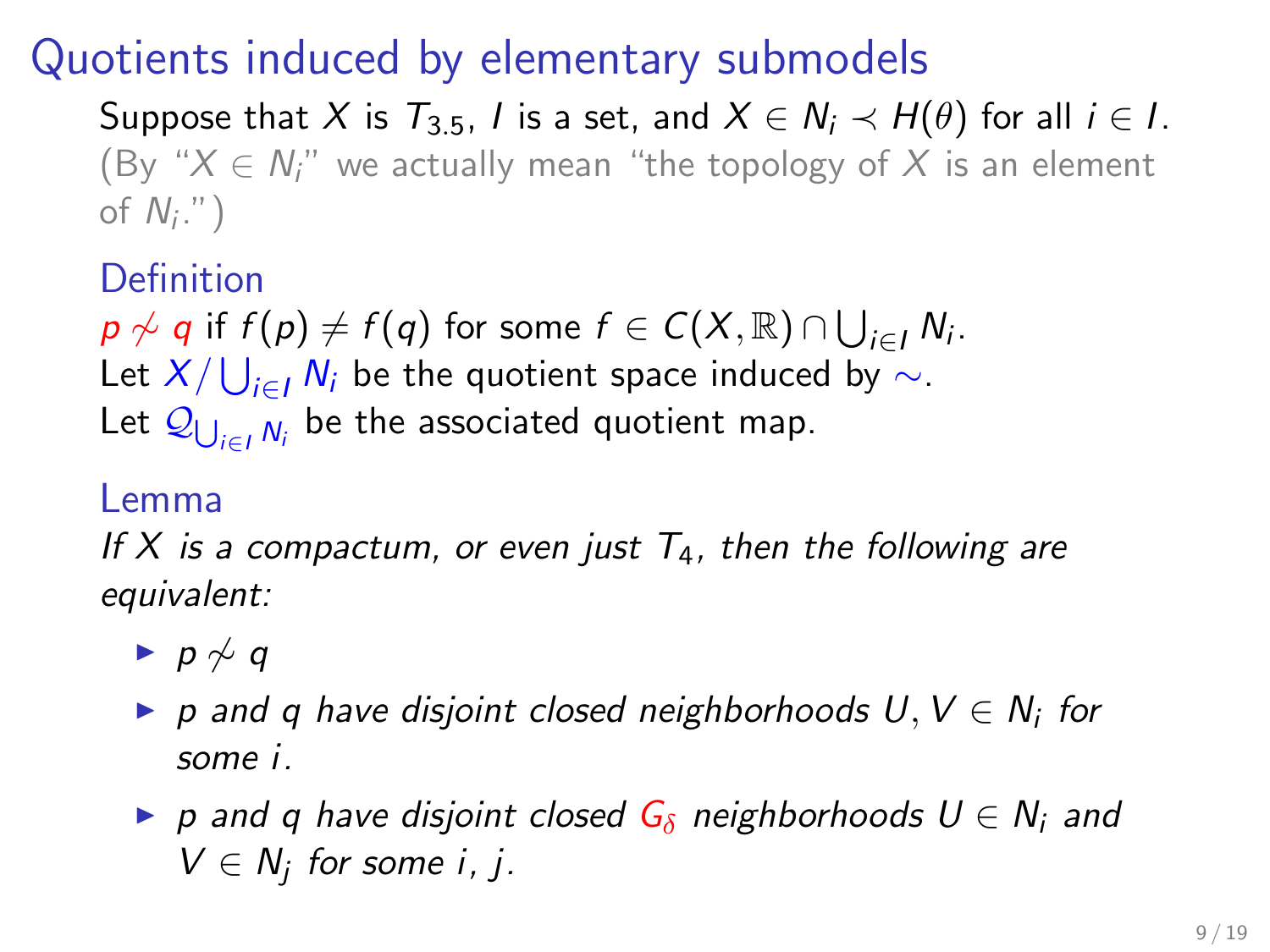# Quotients induced by elementary submodels

Suppose that $X$ is $T_{3.5}$, $I$ is a set, and $X \in N_i \prec H(\theta)$ for all $i \in I$. (By "$X \in N_i$" we actually mean "the topology of $X$ is an element of $N_i$.")

**Definition**

$p \not\sim q$ if $f(p) \neq f(q)$ for some $f \in C(X, \mathbb{R}) \cap \bigcup_{i \in I} N_i$.
Let $X / \bigcup_{i \in I} N_i$ be the quotient space induced by $\sim$.
Let $\mathcal{Q}_{\bigcup_{i \in I} N_i}$ be the associated quotient map.

**Lemma**

*If $X$ is a compactum, or even just $T_4$, then the following are equivalent:*

- $p \not\sim q$
- *$p$ and $q$ have disjoint closed neighborhoods $U, V \in N_i$ for some $i$.*
- *$p$ and $q$ have disjoint closed $G_\delta$ neighborhoods $U \in N_i$ and $V \in N_j$ for some $i$, $j$.*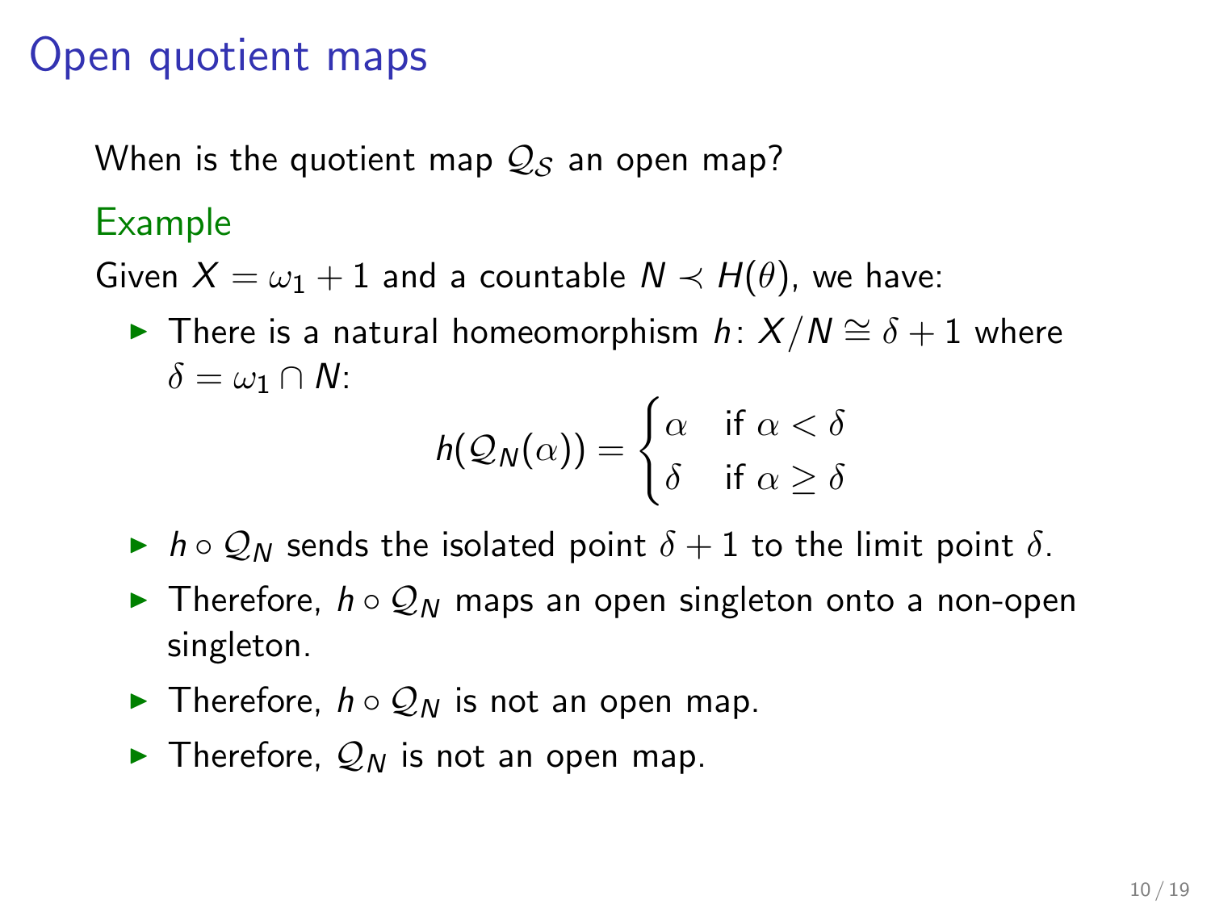# Open quotient maps

When is the quotient map $\mathcal{Q}_\mathcal{S}$ an open map?

**Example**

Given $X = \omega_1 + 1$ and a countable $N \prec H(\theta)$, we have:

- There is a natural homeomorphism $h \colon X/N \cong \delta + 1$ where $\delta = \omega_1 \cap N$:

$$h(\mathcal{Q}_N(\alpha)) = \begin{cases} \alpha & \text{if } \alpha < \delta \\ \delta & \text{if } \alpha \geq \delta \end{cases}$$

- $h \circ \mathcal{Q}_N$ sends the isolated point $\delta + 1$ to the limit point $\delta$.
- Therefore, $h \circ \mathcal{Q}_N$ maps an open singleton onto a non-open singleton.
- Therefore, $h \circ \mathcal{Q}_N$ is not an open map.
- Therefore, $\mathcal{Q}_N$ is not an open map.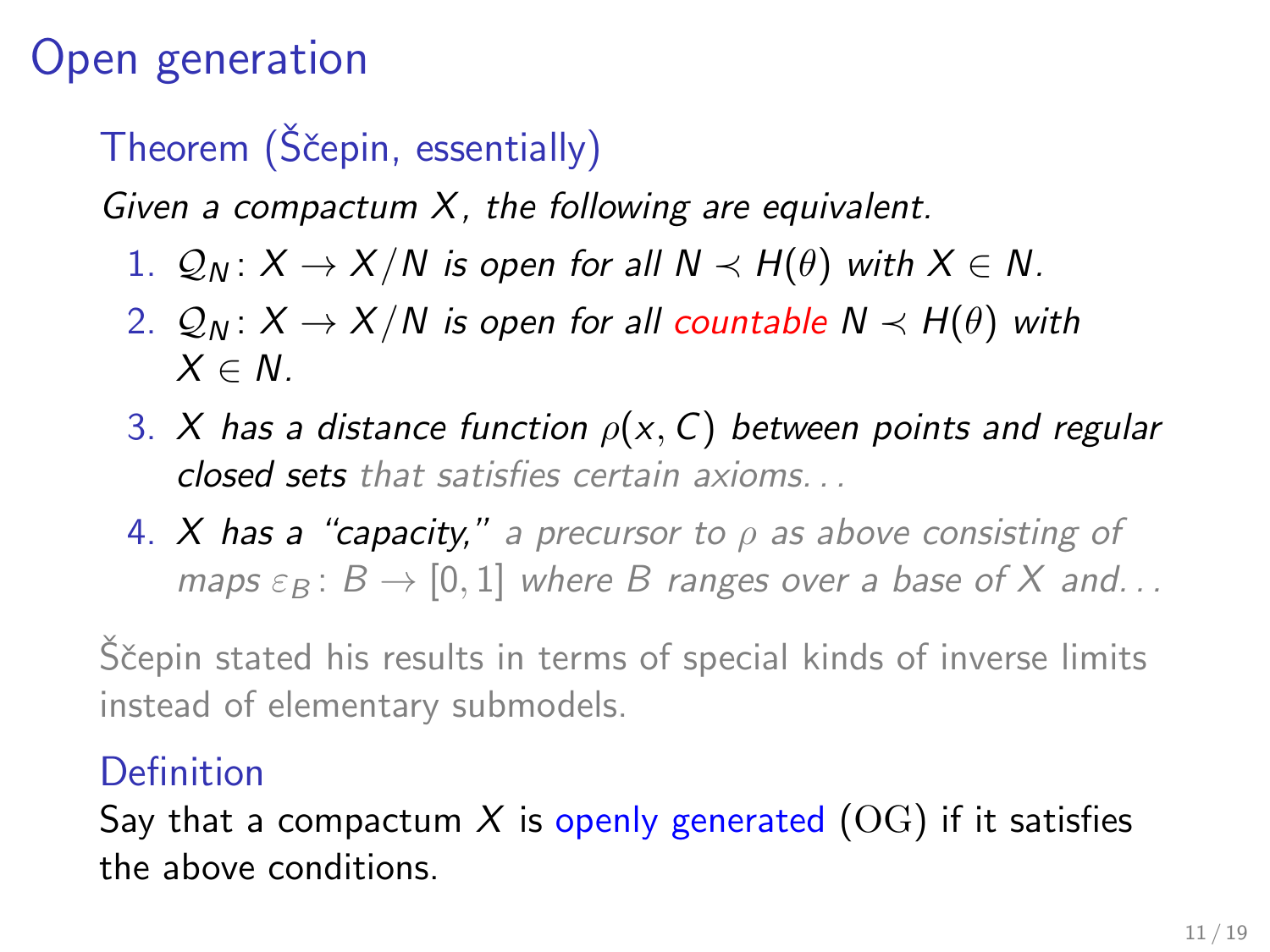# Open generation

**Theorem (Ščepin, essentially)**

*Given a compactum $X$, the following are equivalent.*

1. *$\mathcal{Q}_N \colon X \to X/N$ is open for all $N \prec H(\theta)$ with $X \in N$.*
2. *$\mathcal{Q}_N \colon X \to X/N$ is open for all countable $N \prec H(\theta)$ with $X \in N$.*
3. *$X$ has a distance function $\rho(x, C)$ between points and regular closed sets that satisfies certain axioms...*
4. *$X$ has a "capacity," a precursor to $\rho$ as above consisting of maps $\varepsilon_B \colon B \to [0, 1]$ where $B$ ranges over a base of $X$ and...*

Ščepin stated his results in terms of special kinds of inverse limits instead of elementary submodels.

**Definition**

Say that a compactum $X$ is openly generated ($\mathrm{OG}$) if it satisfies the above conditions.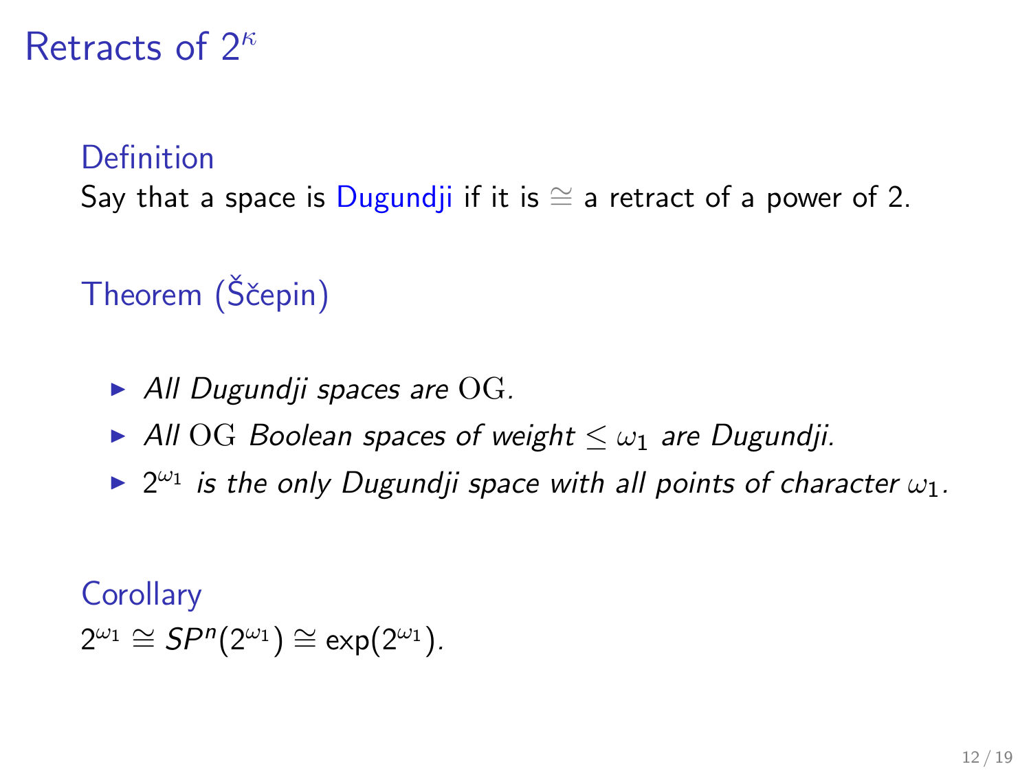# Retracts of $2^\kappa$

### Definition

Say that a space is Dugundji if it is $\cong$ a retract of a power of 2.

### Theorem (Ščepin)

- *All Dugundji spaces are* $\mathrm{OG}$*.*
- *All* $\mathrm{OG}$ *Boolean spaces of weight* $\leq \omega_1$ *are Dugundji.*
- $2^{\omega_1}$ *is the only Dugundji space with all points of character* $\omega_1$*.*

### Corollary

$2^{\omega_1} \cong SP^n(2^{\omega_1}) \cong \exp(2^{\omega_1})$.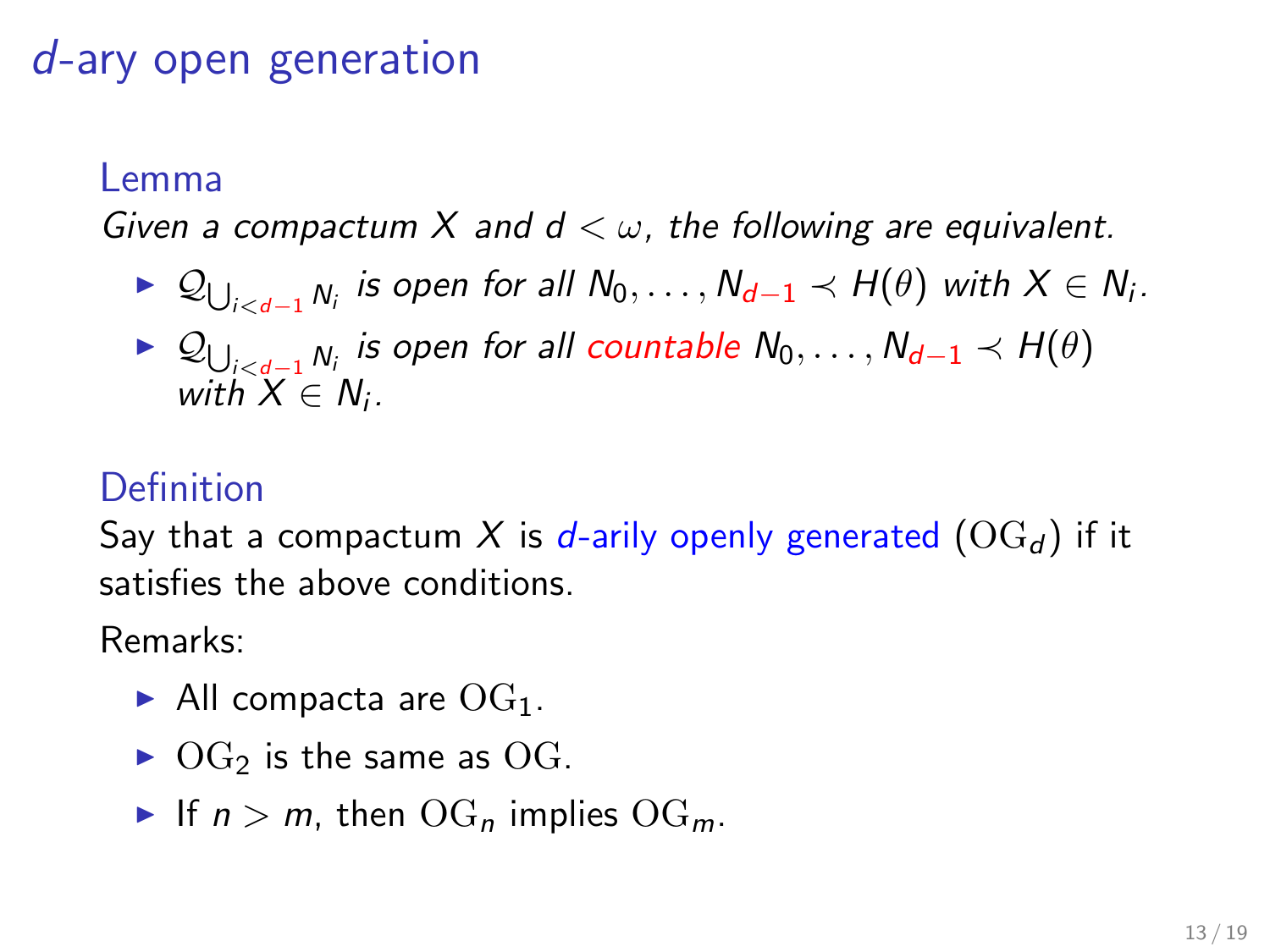# $d$-ary open generation

**Lemma**

*Given a compactum $X$ and $d < \omega$, the following are equivalent.*

- $\mathcal{Q}_{\bigcup_{i<d-1} N_i}$ *is open for all* $N_0, \ldots, N_{d-1} \prec H(\theta)$ *with* $X \in N_i$.
- $\mathcal{Q}_{\bigcup_{i<d-1} N_i}$ *is open for all countable* $N_0, \ldots, N_{d-1} \prec H(\theta)$ *with* $X \in N_i$.

**Definition**

Say that a compactum $X$ is *$d$-arily openly generated* ($\mathrm{OG}_d$) if it satisfies the above conditions.

Remarks:

- All compacta are $\mathrm{OG}_1$.
- $\mathrm{OG}_2$ is the same as $\mathrm{OG}$.
- If $n > m$, then $\mathrm{OG}_n$ implies $\mathrm{OG}_m$.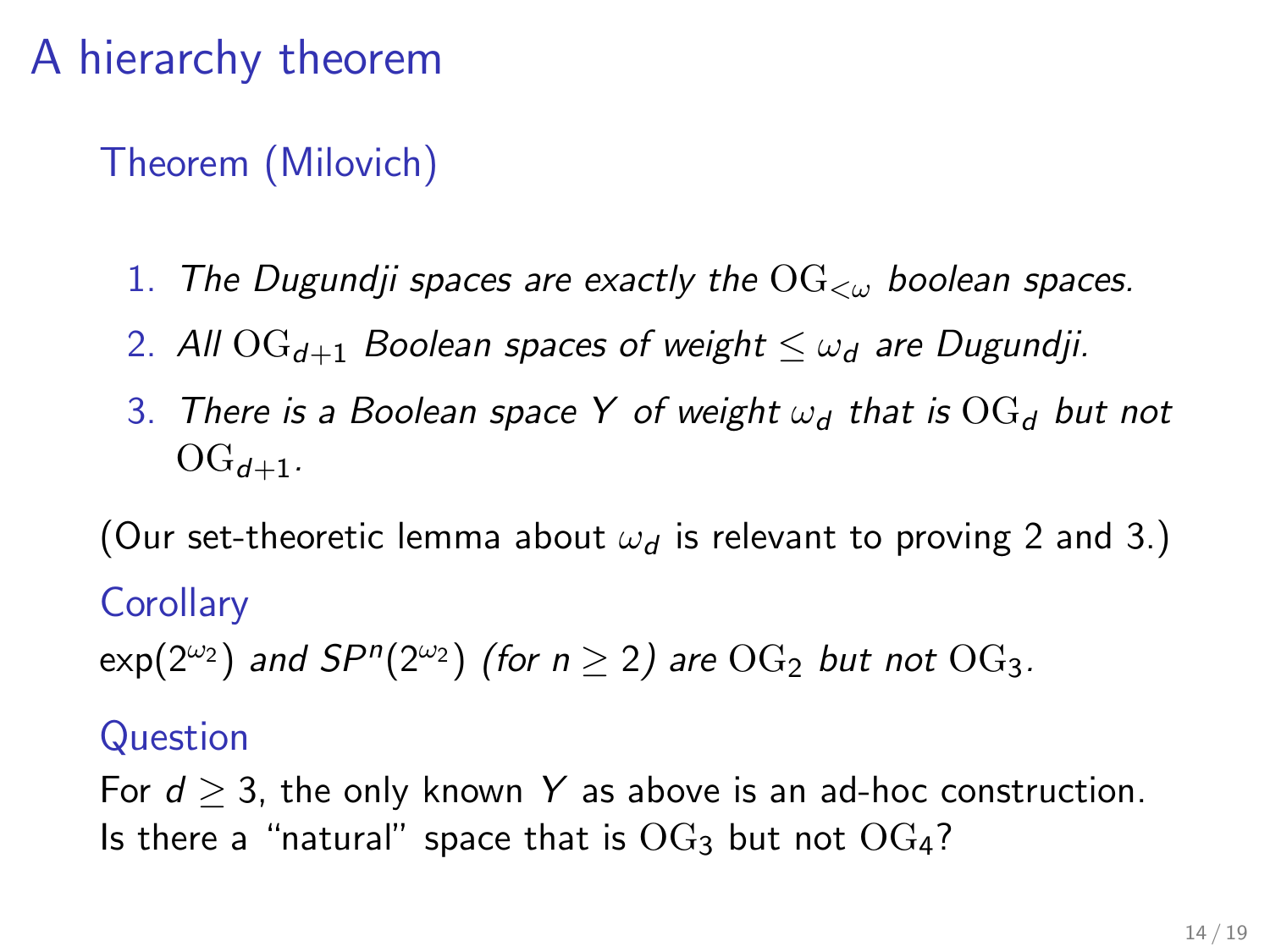# A hierarchy theorem

### Theorem (Milovich)

1. *The Dugundji spaces are exactly the $\mathrm{OG}_{<\omega}$ boolean spaces.*
2. *All $\mathrm{OG}_{d+1}$ Boolean spaces of weight $\leq \omega_d$ are Dugundji.*
3. *There is a Boolean space $Y$ of weight $\omega_d$ that is $\mathrm{OG}_d$ but not $\mathrm{OG}_{d+1}$.*

(Our set-theoretic lemma about $\omega_d$ is relevant to proving 2 and 3.)

### Corollary

$\exp(2^{\omega_2})$ *and* $SP^n(2^{\omega_2})$ *(for $n \geq 2$) are $\mathrm{OG}_2$ but not $\mathrm{OG}_3$.*

### Question

For $d \geq 3$, the only known $Y$ as above is an ad-hoc construction. Is there a "natural" space that is $\mathrm{OG}_3$ but not $\mathrm{OG}_4$?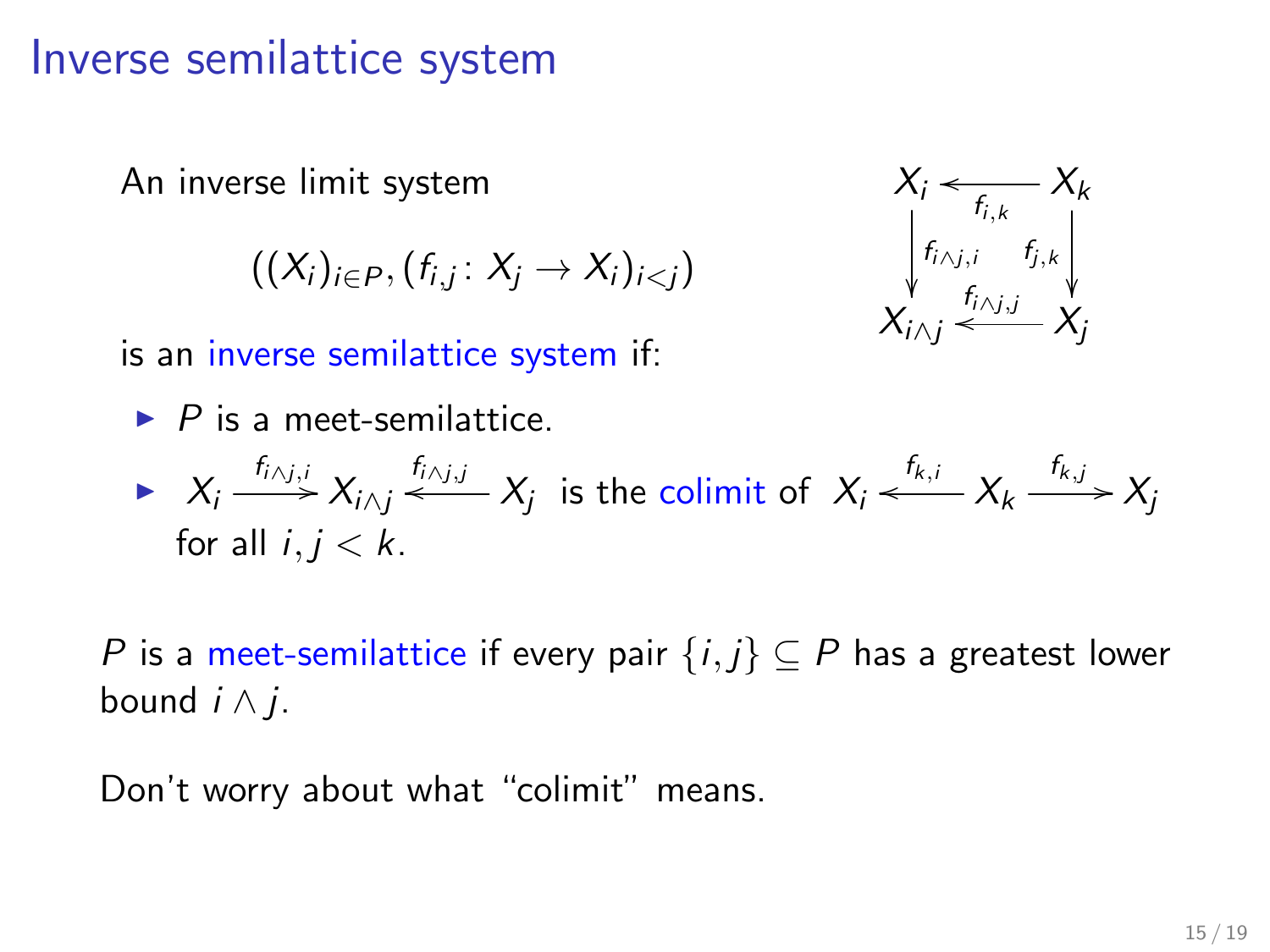# Inverse semilattice system

An inverse limit system

$$((X_i)_{i\in P}, (f_{i,j}\colon X_j \to X_i)_{i<j})$$

is an inverse semilattice system if:

$$\begin{array}{ccc} X_i & \xleftarrow{f_{i,k}} & X_k \\ \downarrow{\scriptstyle f_{i\wedge j,i}} & & \downarrow{\scriptstyle f_{j,k}} \\ X_{i\wedge j} & \xleftarrow{f_{i\wedge j,j}} & X_j \end{array}$$

- $P$ is a meet-semilattice.
- $X_i \xrightarrow{f_{i\wedge j,i}} X_{i\wedge j} \xleftarrow{f_{i\wedge j,j}} X_j$ is the colimit of $X_i \xleftarrow{f_{k,i}} X_k \xrightarrow{f_{k,j}} X_j$ for all $i, j < k$.

$P$ is a meet-semilattice if every pair $\{i, j\} \subseteq P$ has a greatest lower bound $i \wedge j$.

Don't worry about what "colimit" means.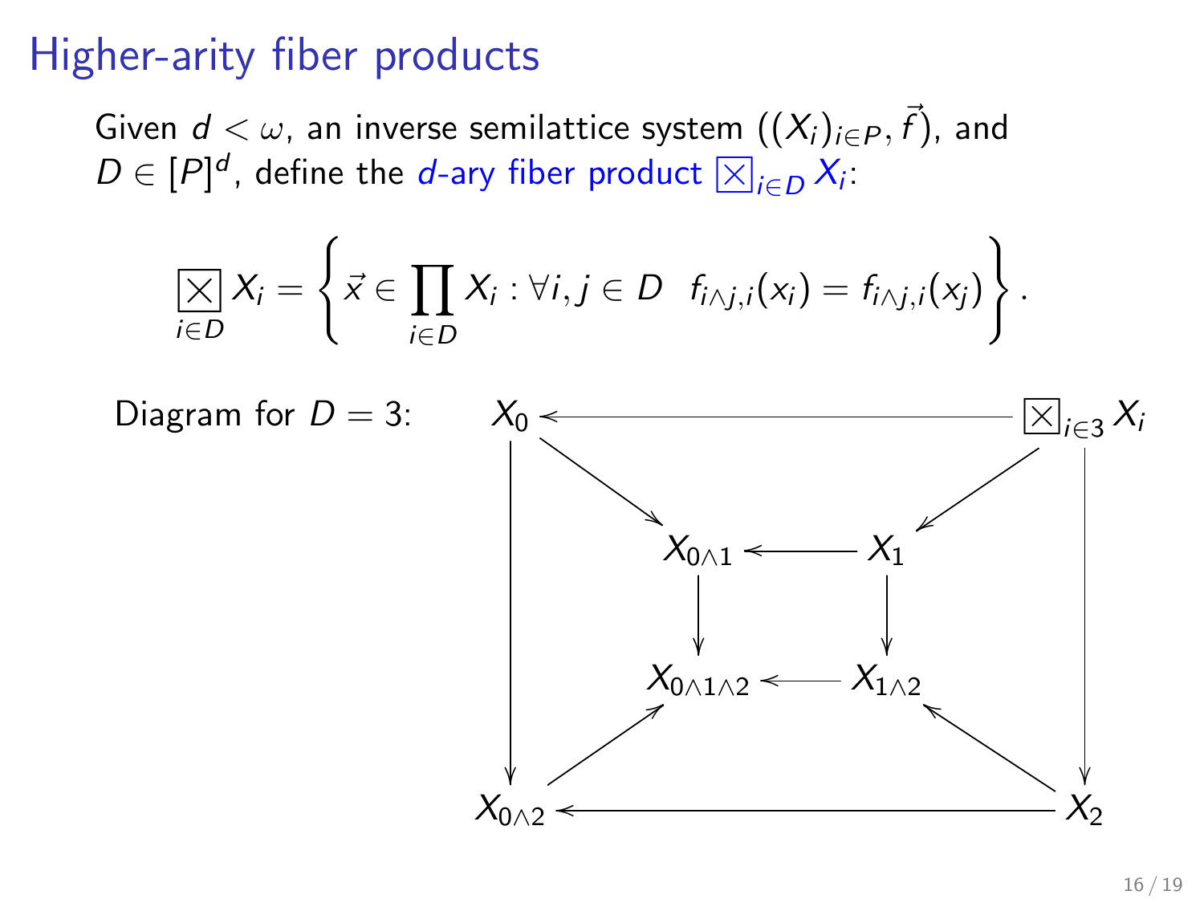# Higher-arity fiber products

Given $d < \omega$, an inverse semilattice system $((X_i)_{i\in P}, \vec{f})$, and $D \in [P]^d$, define the *$d$-ary fiber product* $\boxtimes_{i\in D} X_i$:

$$\boxtimes_{i\in D} X_i = \left\{ \vec{x} \in \prod_{i\in D} X_i : \forall i,j \in D \;\; f_{i\wedge j,i}(x_i) = f_{i\wedge j,i}(x_j) \right\}.$$

Diagram for $D = 3$:

$$\begin{array}{ccccccc}
X_0 & \longleftarrow & & & & & \boxtimes_{i\in 3} X_i \\
\downarrow & \searrow & & & & \swarrow & \downarrow \\
 & & X_{0\wedge 1} & \longleftarrow & X_1 & & \\
 & & \downarrow & & \downarrow & & \\
 & & X_{0\wedge 1\wedge 2} & \longleftarrow & X_{1\wedge 2} & & \\
 & \nearrow & & & & \nwarrow & \\
X_{0\wedge 2} & \longleftarrow & & & & & X_2
\end{array}$$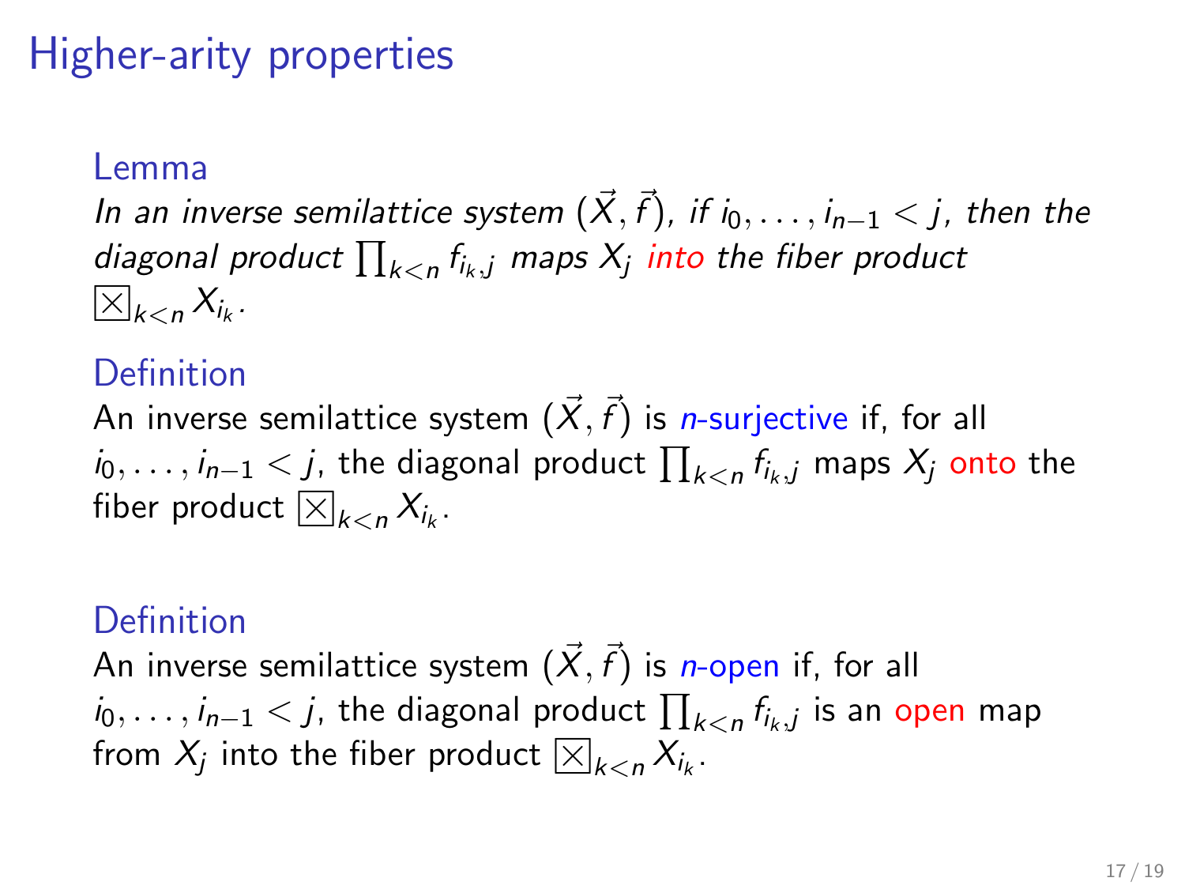# Higher-arity properties

**Lemma**

*In an inverse semilattice system $(\vec{X}, \vec{f})$, if $i_0, \ldots, i_{n-1} < j$, then the diagonal product $\prod_{k<n} f_{i_k,j}$ maps $X_j$ into the fiber product $\boxtimes_{k<n} X_{i_k}$.*

**Definition**

An inverse semilattice system $(\vec{X}, \vec{f})$ is $n$-surjective if, for all $i_0, \ldots, i_{n-1} < j$, the diagonal product $\prod_{k<n} f_{i_k,j}$ maps $X_j$ onto the fiber product $\boxtimes_{k<n} X_{i_k}$.

**Definition**

An inverse semilattice system $(\vec{X}, \vec{f})$ is $n$-open if, for all $i_0, \ldots, i_{n-1} < j$, the diagonal product $\prod_{k<n} f_{i_k,j}$ is an open map from $X_j$ into the fiber product $\boxtimes_{k<n} X_{i_k}$.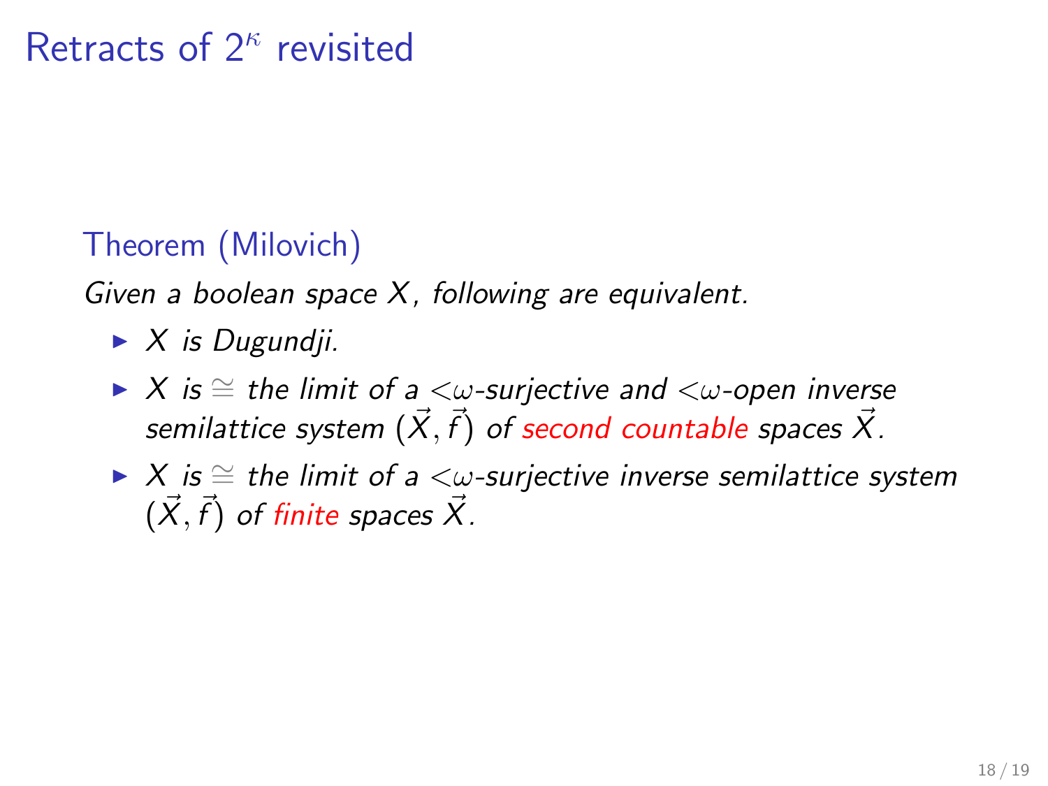# Retracts of $2^\kappa$ revisited

### Theorem (Milovich)

*Given a boolean space $X$, following are equivalent.*

- *$X$ is Dugundji.*
- *$X$ is $\cong$ the limit of a $<\omega$-surjective and $<\omega$-open inverse semilattice system $(\vec{X}, \vec{f})$ of second countable spaces $\vec{X}$.*
- *$X$ is $\cong$ the limit of a $<\omega$-surjective inverse semilattice system $(\vec{X}, \vec{f})$ of finite spaces $\vec{X}$.*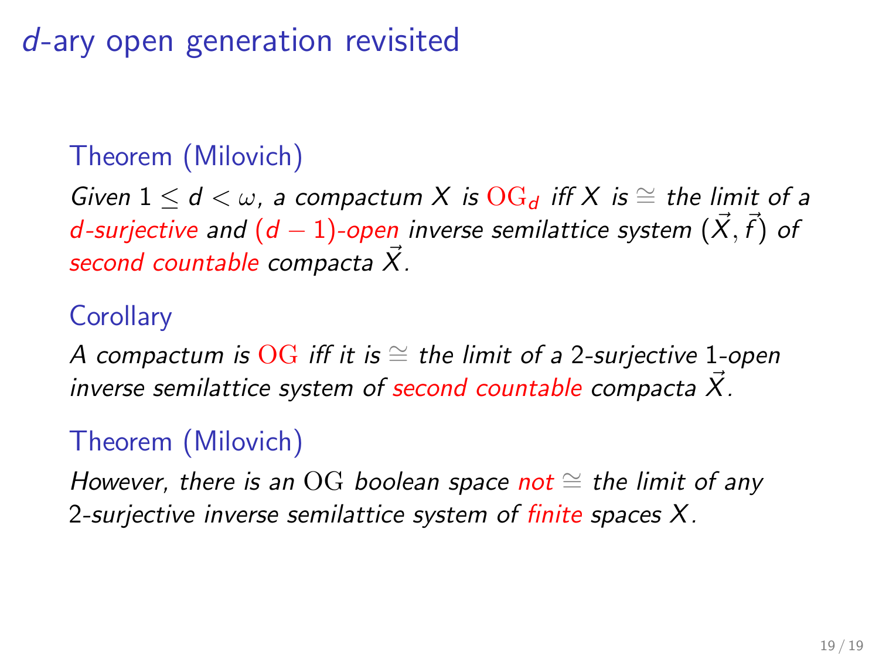# $d$-ary open generation revisited

### Theorem (Milovich)

*Given $1 \leq d < \omega$, a compactum $X$ is $\mathrm{OG}_d$ iff $X$ is $\cong$ the limit of a $d$-surjective and $(d-1)$-open inverse semilattice system $(\vec{X}, \vec{f})$ of second countable compacta $\vec{X}$.*

### Corollary

*A compactum is $\mathrm{OG}$ iff it is $\cong$ the limit of a 2-surjective 1-open inverse semilattice system of second countable compacta $\vec{X}$.*

### Theorem (Milovich)

*However, there is an $\mathrm{OG}$ boolean space not $\cong$ the limit of any 2-surjective inverse semilattice system of finite spaces $X$.*